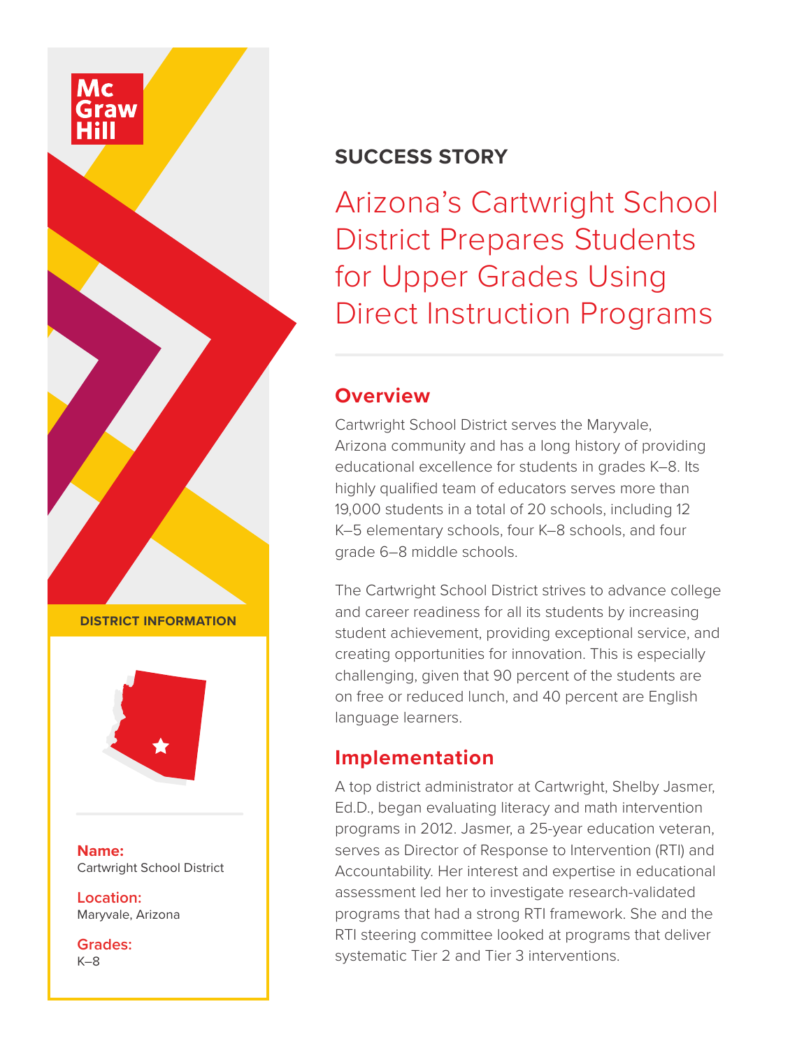McGraw Hill

**DISTRICT INFORMATION**

**Name:**
Cartwright School District

**Location:**
Maryvale, Arizona

**Grades:**
K–8

## SUCCESS STORY

# Arizona's Cartwright School District Prepares Students for Upper Grades Using Direct Instruction Programs

## Overview

Cartwright School District serves the Maryvale, Arizona community and has a long history of providing educational excellence for students in grades K–8. Its highly qualified team of educators serves more than 19,000 students in a total of 20 schools, including 12 K–5 elementary schools, four K–8 schools, and four grade 6–8 middle schools.

The Cartwright School District strives to advance college and career readiness for all its students by increasing student achievement, providing exceptional service, and creating opportunities for innovation. This is especially challenging, given that 90 percent of the students are on free or reduced lunch, and 40 percent are English language learners.

## Implementation

A top district administrator at Cartwright, Shelby Jasmer, Ed.D., began evaluating literacy and math intervention programs in 2012. Jasmer, a 25-year education veteran, serves as Director of Response to Intervention (RTI) and Accountability. Her interest and expertise in educational assessment led her to investigate research-validated programs that had a strong RTI framework. She and the RTI steering committee looked at programs that deliver systematic Tier 2 and Tier 3 interventions.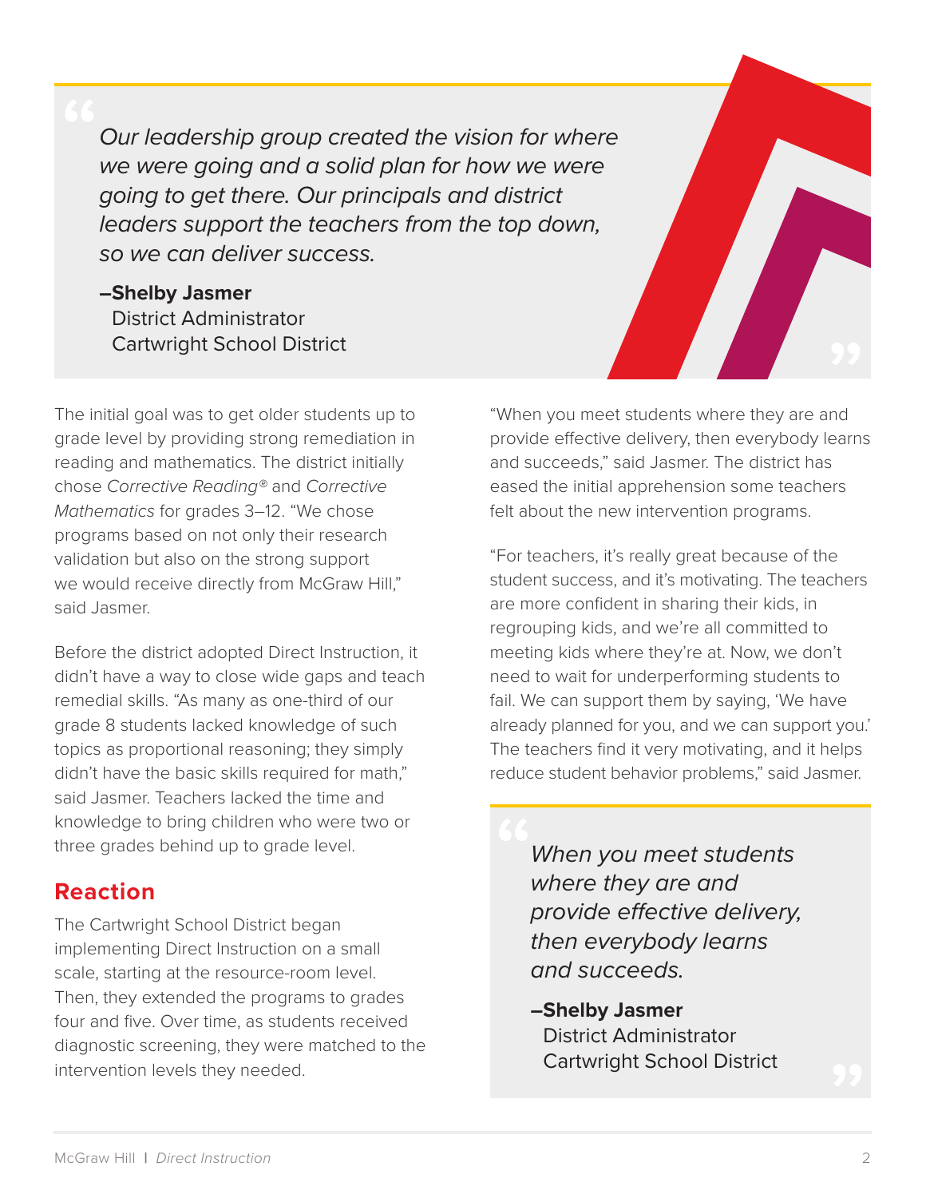> *Our leadership group created the vision for where we were going and a solid plan for how we were going to get there. Our principals and district leaders support the teachers from the top down, so we can deliver success.*
>
> **–Shelby Jasmer**
> District Administrator
> Cartwright School District

The initial goal was to get older students up to grade level by providing strong remediation in reading and mathematics. The district initially chose *Corrective Reading®* and *Corrective Mathematics* for grades 3–12. "We chose programs based on not only their research validation but also on the strong support we would receive directly from McGraw Hill," said Jasmer.

Before the district adopted Direct Instruction, it didn't have a way to close wide gaps and teach remedial skills. "As many as one-third of our grade 8 students lacked knowledge of such topics as proportional reasoning; they simply didn't have the basic skills required for math," said Jasmer. Teachers lacked the time and knowledge to bring children who were two or three grades behind up to grade level.

## Reaction

The Cartwright School District began implementing Direct Instruction on a small scale, starting at the resource-room level. Then, they extended the programs to grades four and five. Over time, as students received diagnostic screening, they were matched to the intervention levels they needed.

"When you meet students where they are and provide effective delivery, then everybody learns and succeeds," said Jasmer. The district has eased the initial apprehension some teachers felt about the new intervention programs.

"For teachers, it's really great because of the student success, and it's motivating. The teachers are more confident in sharing their kids, in regrouping kids, and we're all committed to meeting kids where they're at. Now, we don't need to wait for underperforming students to fail. We can support them by saying, 'We have already planned for you, and we can support you.' The teachers find it very motivating, and it helps reduce student behavior problems," said Jasmer.

> *When you meet students where they are and provide effective delivery, then everybody learns and succeeds.*
>
> **–Shelby Jasmer**
> District Administrator
> Cartwright School District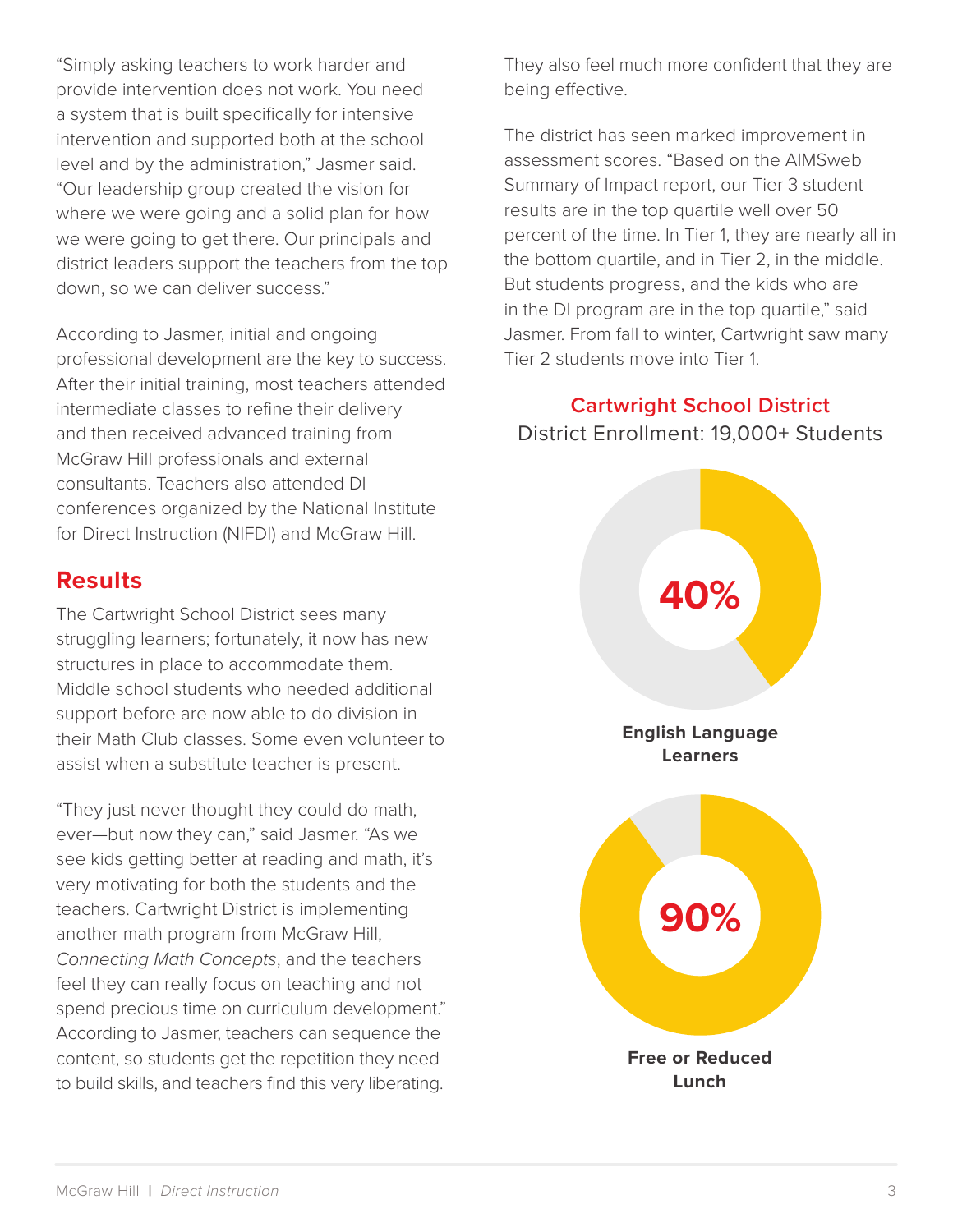"Simply asking teachers to work harder and provide intervention does not work. You need a system that is built specifically for intensive intervention and supported both at the school level and by the administration," Jasmer said. "Our leadership group created the vision for where we were going and a solid plan for how we were going to get there. Our principals and district leaders support the teachers from the top down, so we can deliver success."

According to Jasmer, initial and ongoing professional development are the key to success. After their initial training, most teachers attended intermediate classes to refine their delivery and then received advanced training from McGraw Hill professionals and external consultants. Teachers also attended DI conferences organized by the National Institute for Direct Instruction (NIFDI) and McGraw Hill.

## Results

The Cartwright School District sees many struggling learners; fortunately, it now has new structures in place to accommodate them. Middle school students who needed additional support before are now able to do division in their Math Club classes. Some even volunteer to assist when a substitute teacher is present.

"They just never thought they could do math, ever—but now they can," said Jasmer. "As we see kids getting better at reading and math, it's very motivating for both the students and the teachers. Cartwright District is implementing another math program from McGraw Hill, *Connecting Math Concepts*, and the teachers feel they can really focus on teaching and not spend precious time on curriculum development." According to Jasmer, teachers can sequence the content, so students get the repetition they need to build skills, and teachers find this very liberating. They also feel much more confident that they are being effective.

The district has seen marked improvement in assessment scores. "Based on the AIMSweb Summary of Impact report, our Tier 3 student results are in the top quartile well over 50 percent of the time. In Tier 1, they are nearly all in the bottom quartile, and in Tier 2, in the middle. But students progress, and the kids who are in the DI program are in the top quartile," said Jasmer. From fall to winter, Cartwright saw many Tier 2 students move into Tier 1.

**Cartwright School District**

District Enrollment: 19,000+ Students

**40%**

**English Language Learners**

**90%**

**Free or Reduced Lunch**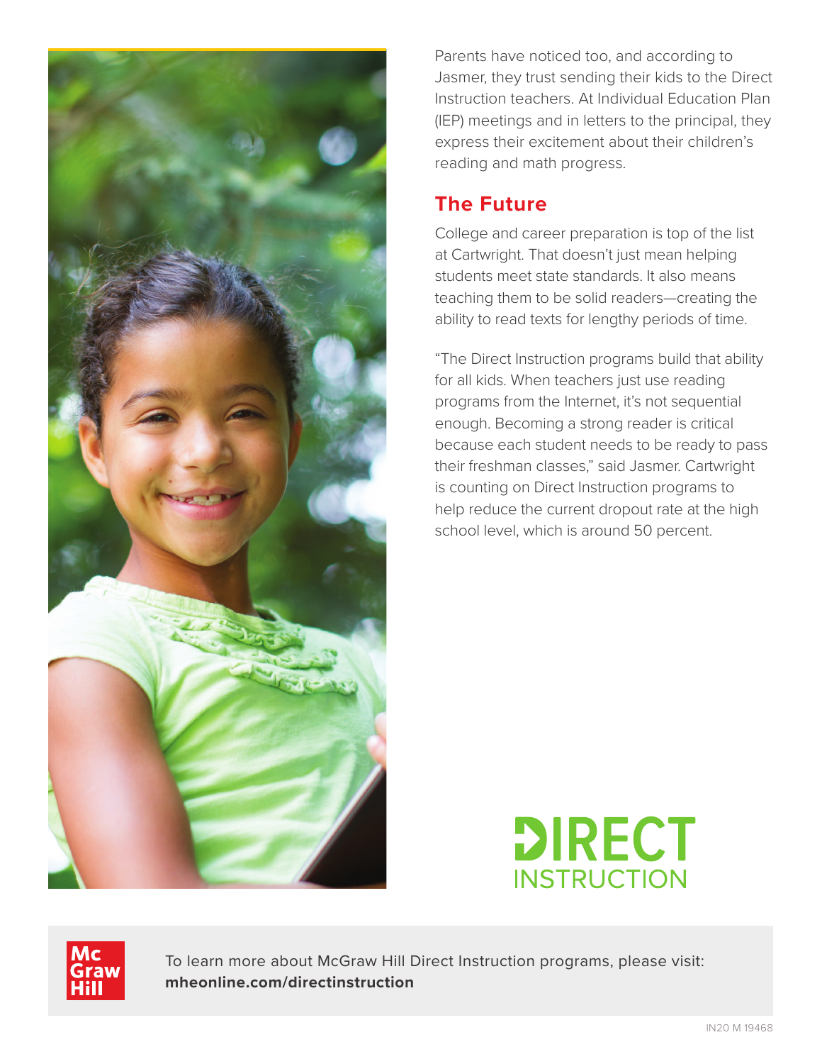Parents have noticed too, and according to Jasmer, they trust sending their kids to the Direct Instruction teachers. At Individual Education Plan (IEP) meetings and in letters to the principal, they express their excitement about their children's reading and math progress.

## The Future

College and career preparation is top of the list at Cartwright. That doesn't just mean helping students meet state standards. It also means teaching them to be solid readers—creating the ability to read texts for lengthy periods of time.

"The Direct Instruction programs build that ability for all kids. When teachers just use reading programs from the Internet, it's not sequential enough. Becoming a strong reader is critical because each student needs to be ready to pass their freshman classes," said Jasmer. Cartwright is counting on Direct Instruction programs to help reduce the current dropout rate at the high school level, which is around 50 percent.

DIRECT INSTRUCTION

To learn more about McGraw Hill Direct Instruction programs, please visit: **mheonline.com/directinstruction**

IN20 M 19468